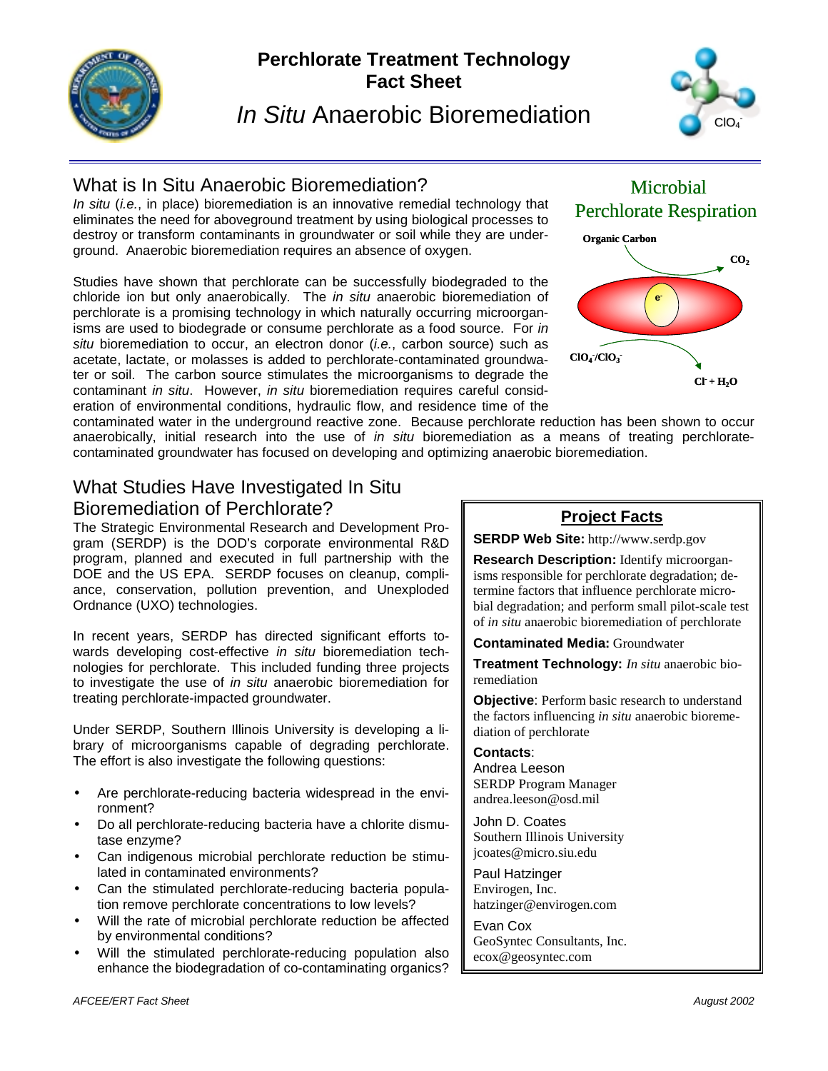# Perchlorate Treatment Technology Fact Sheet

## *In Situ* Anaerobic Bioremediation

## What is In Situ Anaerobic Bioremediation?

*In situ* (*i.e.*, in place) bioremediation is an innovative remedial technology that eliminates the need for aboveground treatment by using biological processes to destroy or transform contaminants in groundwater or soil while they are underground. Anaerobic bioremediation requires an absence of oxygen.

Studies have shown that perchlorate can be successfully biodegraded to the chloride ion but only anaerobically. The *in situ* anaerobic bioremediation of perchlorate is a promising technology in which naturally occurring microorganisms are used to biodegrade or consume perchlorate as a food source. For *in situ* bioremediation to occur, an electron donor (*i.e.*, carbon source) such as acetate, lactate, or molasses is added to perchlorate-contaminated groundwater or soil. The carbon source stimulates the microorganisms to degrade the contaminant *in situ*. However, *in situ* bioremediation requires careful consideration of environmental conditions, hydraulic flow, and residence time of the contaminated water in the underground reactive zone. Because perchlorate reduction has been shown to occur anaerobically, initial research into the use of *in situ* bioremediation as a means of treating perchlorate-contaminated groundwater has focused on developing and optimizing anaerobic bioremediation.

**Microbial Perchlorate Respiration**

Organic Carbon → $CO_2$

$e^-$

$ClO_4^-/ClO_3^-$ → $Cl^- + H_2O$

## What Studies Have Investigated In Situ Bioremediation of Perchlorate?

The Strategic Environmental Research and Development Program (SERDP) is the DOD's corporate environmental R&D program, planned and executed in full partnership with the DOE and the US EPA. SERDP focuses on cleanup, compliance, conservation, pollution prevention, and Unexploded Ordnance (UXO) technologies.

In recent years, SERDP has directed significant efforts towards developing cost-effective *in situ* bioremediation technologies for perchlorate. This included funding three projects to investigate the use of *in situ* anaerobic bioremediation for treating perchlorate-impacted groundwater.

Under SERDP, Southern Illinois University is developing a library of microorganisms capable of degrading perchlorate. The effort is also investigate the following questions:

- Are perchlorate-reducing bacteria widespread in the environment?
- Do all perchlorate-reducing bacteria have a chlorite dismutase enzyme?
- Can indigenous microbial perchlorate reduction be stimulated in contaminated environments?
- Can the stimulated perchlorate-reducing bacteria population remove perchlorate concentrations to low levels?
- Will the rate of microbial perchlorate reduction be affected by environmental conditions?
- Will the stimulated perchlorate-reducing population also enhance the biodegradation of co-contaminating organics?

### Project Facts

**SERDP Web Site:** http://www.serdp.gov

**Research Description:** Identify microorganisms responsible for perchlorate degradation; determine factors that influence perchlorate microbial degradation; and perform small pilot-scale test of *in situ* anaerobic bioremediation of perchlorate

**Contaminated Media:** Groundwater

**Treatment Technology:** *In situ* anaerobic bioremediation

**Objective**: Perform basic research to understand the factors influencing *in situ* anaerobic bioremediation of perchlorate

**Contacts**:

Andrea Leeson
SERDP Program Manager
andrea.leeson@osd.mil

John D. Coates
Southern Illinois University
jcoates@micro.siu.edu

Paul Hatzinger
Envirogen, Inc.
hatzinger@envirogen.com

Evan Cox
GeoSyntec Consultants, Inc.
ecox@geosyntec.com

*AFCEE/ERT Fact Sheet* *August 2002*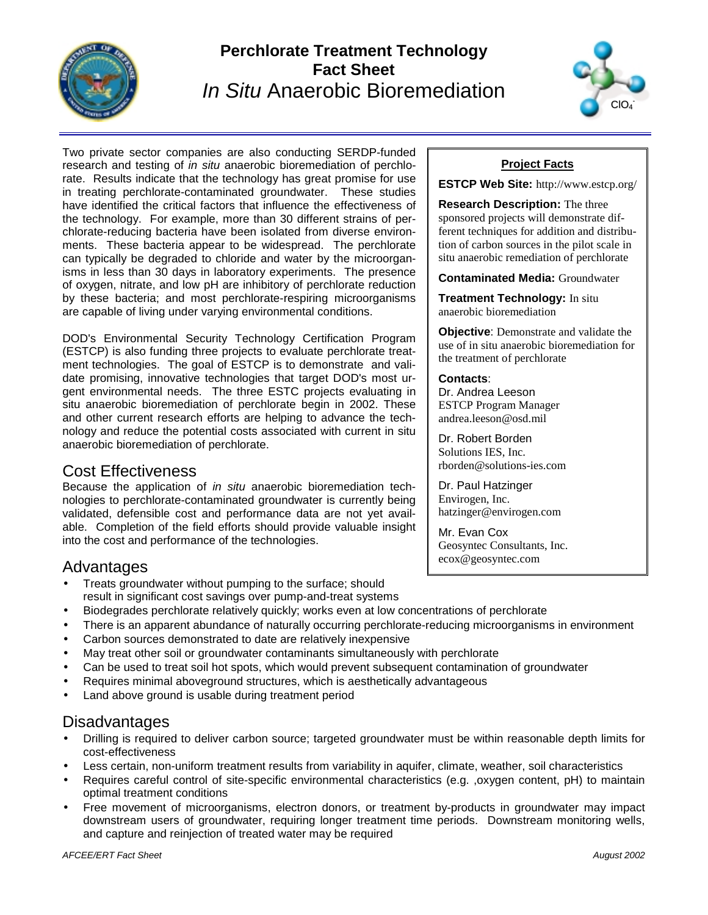# Perchlorate Treatment Technology Fact Sheet

## *In Situ* Anaerobic Bioremediation

Two private sector companies are also conducting SERDP-funded research and testing of *in situ* anaerobic bioremediation of perchlorate. Results indicate that the technology has great promise for use in treating perchlorate-contaminated groundwater. These studies have identified the critical factors that influence the effectiveness of the technology. For example, more than 30 different strains of perchlorate-reducing bacteria have been isolated from diverse environments. These bacteria appear to be widespread. The perchlorate can typically be degraded to chloride and water by the microorganisms in less than 30 days in laboratory experiments. The presence of oxygen, nitrate, and low pH are inhibitory of perchlorate reduction by these bacteria; and most perchlorate-respiring microorganisms are capable of living under varying environmental conditions.

DOD's Environmental Security Technology Certification Program (ESTCP) is also funding three projects to evaluate perchlorate treatment technologies. The goal of ESTCP is to demonstrate and validate promising, innovative technologies that target DOD's most urgent environmental needs. The three ESTC projects evaluating in situ anaerobic bioremediation of perchlorate begin in 2002. These and other current research efforts are helping to advance the technology and reduce the potential costs associated with current in situ anaerobic bioremediation of perchlorate.

**Project Facts**

**ESTCP Web Site:** http://www.estcp.org/

**Research Description:** The three sponsored projects will demonstrate different techniques for addition and distribution of carbon sources in the pilot scale in situ anaerobic remediation of perchlorate

**Contaminated Media:** Groundwater

**Treatment Technology:** In situ anaerobic bioremediation

**Objective**: Demonstrate and validate the use of in situ anaerobic bioremediation for the treatment of perchlorate

**Contacts**:

Dr. Andrea Leeson
ESTCP Program Manager
andrea.leeson@osd.mil

Dr. Robert Borden
Solutions IES, Inc.
rborden@solutions-ies.com

Dr. Paul Hatzinger
Envirogen, Inc.
hatzinger@envirogen.com

Mr. Evan Cox
Geosyntec Consultants, Inc.
ecox@geosyntec.com

## Cost Effectiveness

Because the application of *in situ* anaerobic bioremediation technologies to perchlorate-contaminated groundwater is currently being validated, defensible cost and performance data are not yet available. Completion of the field efforts should provide valuable insight into the cost and performance of the technologies.

## Advantages

- Treats groundwater without pumping to the surface; should result in significant cost savings over pump-and-treat systems
- Biodegrades perchlorate relatively quickly; works even at low concentrations of perchlorate
- There is an apparent abundance of naturally occurring perchlorate-reducing microorganisms in environment
- Carbon sources demonstrated to date are relatively inexpensive
- May treat other soil or groundwater contaminants simultaneously with perchlorate
- Can be used to treat soil hot spots, which would prevent subsequent contamination of groundwater
- Requires minimal aboveground structures, which is aesthetically advantageous
- Land above ground is usable during treatment period

## Disadvantages

- Drilling is required to deliver carbon source; targeted groundwater must be within reasonable depth limits for cost-effectiveness
- Less certain, non-uniform treatment results from variability in aquifer, climate, weather, soil characteristics
- Requires careful control of site-specific environmental characteristics (e.g. ,oxygen content, pH) to maintain optimal treatment conditions
- Free movement of microorganisms, electron donors, or treatment by-products in groundwater may impact downstream users of groundwater, requiring longer treatment time periods. Downstream monitoring wells, and capture and reinjection of treated water may be required